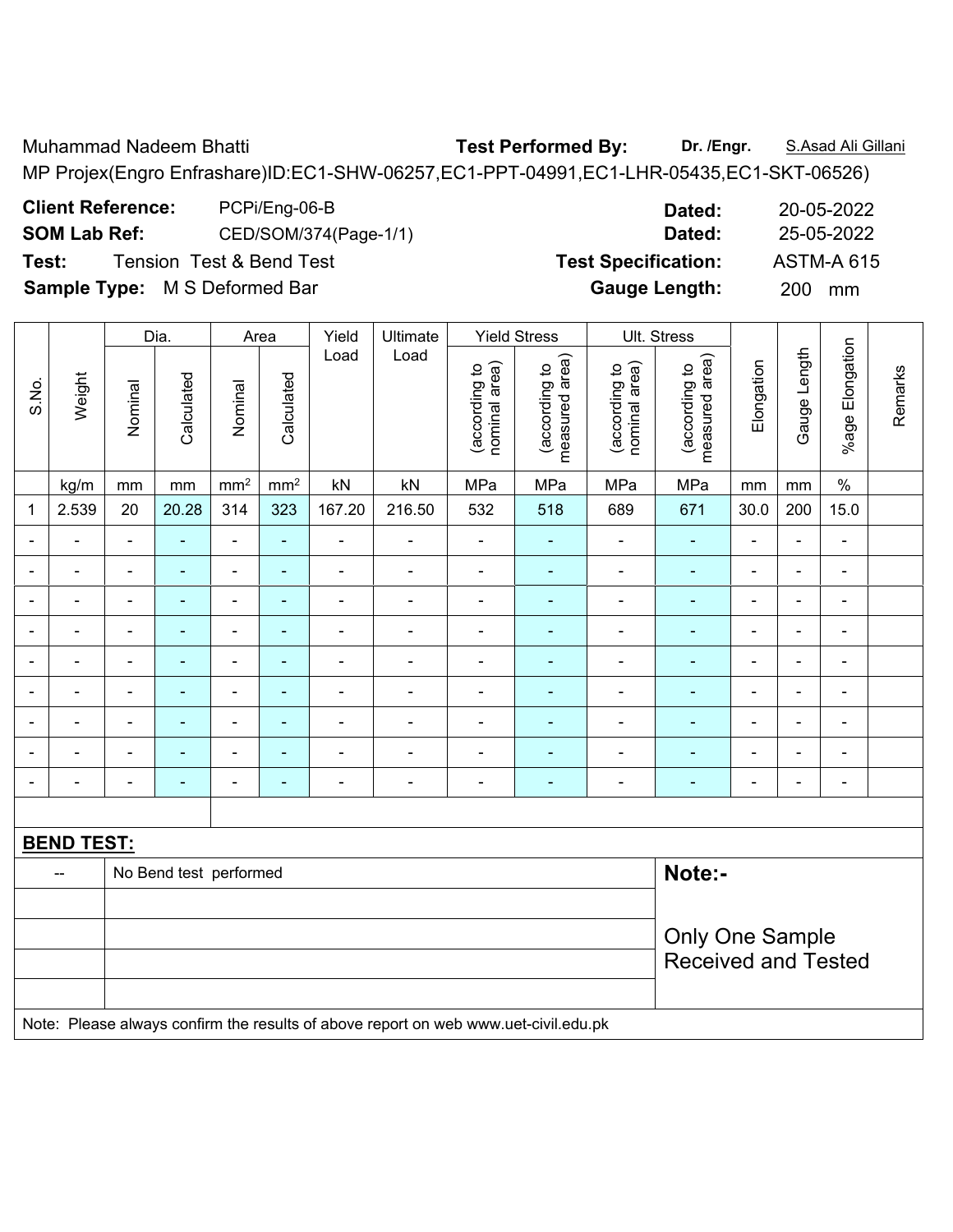Muhammad Nadeem Bhatti **Test Performed By:** **Dr. /Engr.** S.Asad Ali Gillani

MP Projex(Engro Enfrashare)ID:EC1-SHW-06257,EC1-PPT-04991,EC1-LHR-05435,EC1-SKT-06526)

**Client Reference:** PCPi/Eng-06-B **Dated:** 20-05-2022

**SOM Lab Ref:** CED/SOM/374(Page-1/1) **Dated:** 25-05-2022

**Test:** Tension Test & Bend Test **Test Specification:** ASTM-A 615

**Sample Type:** M S Deformed Bar **Gauge Length:** 200 mm

| S.No. | Weight | Dia. | | Area | | Yield Load | Ultimate Load | Yield Stress | | Ult. Stress | | Elongation | Gauge Length | %age Elongation | Remarks |
|---|---|---|---|---|---|---|---|---|---|---|---|---|---|---|---|
| | | Nominal | Calculated | Nominal | Calculated | | | (according to nominal area) | (according to measured area) | (according to nominal area) | (according to measured area) | | | | |
| | kg/m | mm | mm | mm² | mm² | kN | kN | MPa | MPa | MPa | MPa | mm | mm | % | |
| 1 | 2.539 | 20 | 20.28 | 314 | 323 | 167.20 | 216.50 | 532 | 518 | 689 | 671 | 30.0 | 200 | 15.0 | |
| - | - | - | - | - | - | - | - | - | - | - | - | - | - | - | |
| - | - | - | - | - | - | - | - | - | - | - | - | - | - | - | |
| - | - | - | - | - | - | - | - | - | - | - | - | - | - | - | |
| - | - | - | - | - | - | - | - | - | - | - | - | - | - | - | |
| - | - | - | - | - | - | - | - | - | - | - | - | - | - | - | |
| - | - | - | - | - | - | - | - | - | - | - | - | - | - | - | |
| - | - | - | - | - | - | - | - | - | - | - | - | - | - | - | |
| - | - | - | - | - | - | - | - | - | - | - | - | - | - | - | |
| - | - | - | - | - | - | - | - | - | - | - | - | - | - | - | |

**BEND TEST:**

| | | |
|---|---|---|
| -- | No Bend test performed | **Note:-** |
| | | Only One Sample Received and Tested |

Note: Please always confirm the results of above report on web www.uet-civil.edu.pk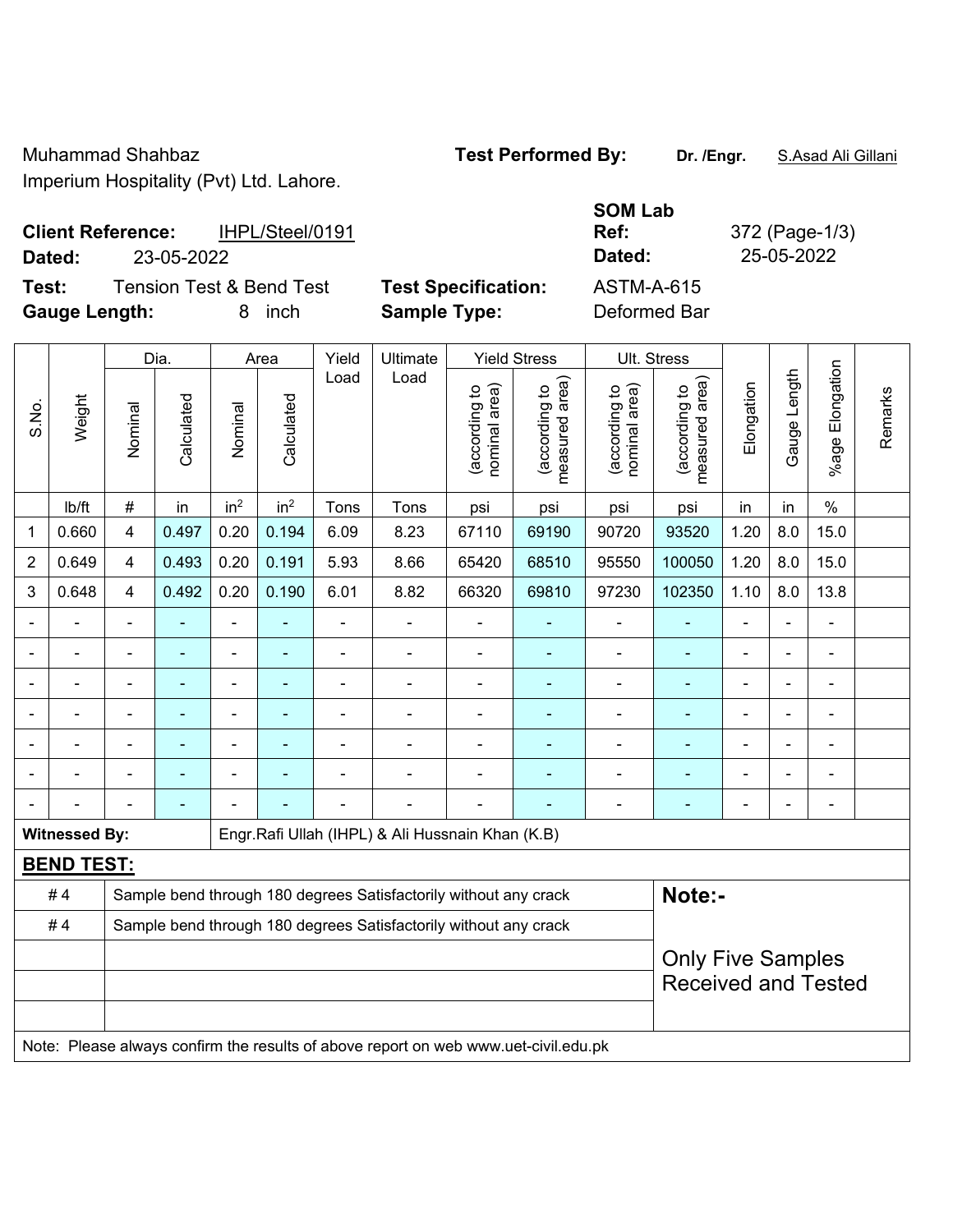Muhammad Shahbaz
Imperium Hospitality (Pvt) Ltd. Lahore.

**Test Performed By:** **Dr. /Engr.** S.Asad Ali Gillani

**Client Reference:** IHPL/Steel/0191
**Dated:** 23-05-2022

**SOM Lab Ref:** 372 (Page-1/3)
**Dated:** 25-05-2022

**Test:** Tension Test & Bend Test
**Gauge Length:** 8 inch

**Test Specification:** ASTM-A-615
**Sample Type:** Deformed Bar

| S.No. | Weight | Dia. | | Area | | Yield Load | Ultimate Load | Yield Stress | | Ult. Stress | | Elongation | Gauge Length | %age Elongation | Remarks |
|---|---|---|---|---|---|---|---|---|---|---|---|---|---|---|---|
| | | Nominal | Calculated | Nominal | Calculated | | | (according to nominal area) | (according to measured area) | (according to nominal area) | (according to measured area) | | | | |
| | lb/ft | # | in | $in^2$ | $in^2$ | Tons | Tons | psi | psi | psi | psi | in | in | % | |
| 1 | 0.660 | 4 | 0.497 | 0.20 | 0.194 | 6.09 | 8.23 | 67110 | 69190 | 90720 | 93520 | 1.20 | 8.0 | 15.0 | |
| 2 | 0.649 | 4 | 0.493 | 0.20 | 0.191 | 5.93 | 8.66 | 65420 | 68510 | 95550 | 100050 | 1.20 | 8.0 | 15.0 | |
| 3 | 0.648 | 4 | 0.492 | 0.20 | 0.190 | 6.01 | 8.82 | 66320 | 69810 | 97230 | 102350 | 1.10 | 8.0 | 13.8 | |
| - | - | - | - | - | - | - | - | - | - | - | - | - | - | - | |
| - | - | - | - | - | - | - | - | - | - | - | - | - | - | - | |
| - | - | - | - | - | - | - | - | - | - | - | - | - | - | - | |
| - | - | - | - | - | - | - | - | - | - | - | - | - | - | - | |
| - | - | - | - | - | - | - | - | - | - | - | - | - | - | - | |
| - | - | - | - | - | - | - | - | - | - | - | - | - | - | - | |
| - | - | - | - | - | - | - | - | - | - | - | - | - | - | - | |

**Witnessed By:** Engr.Rafi Ullah (IHPL) & Ali Hussnain Khan (K.B)

**BEND TEST:**

| | |
|---|---|
| # 4 | Sample bend through 180 degrees Satisfactorily without any crack |
| # 4 | Sample bend through 180 degrees Satisfactorily without any crack |
| | |
| | |
| | |

**Note:-**

Only Five Samples Received and Tested

Note: Please always confirm the results of above report on web www.uet-civil.edu.pk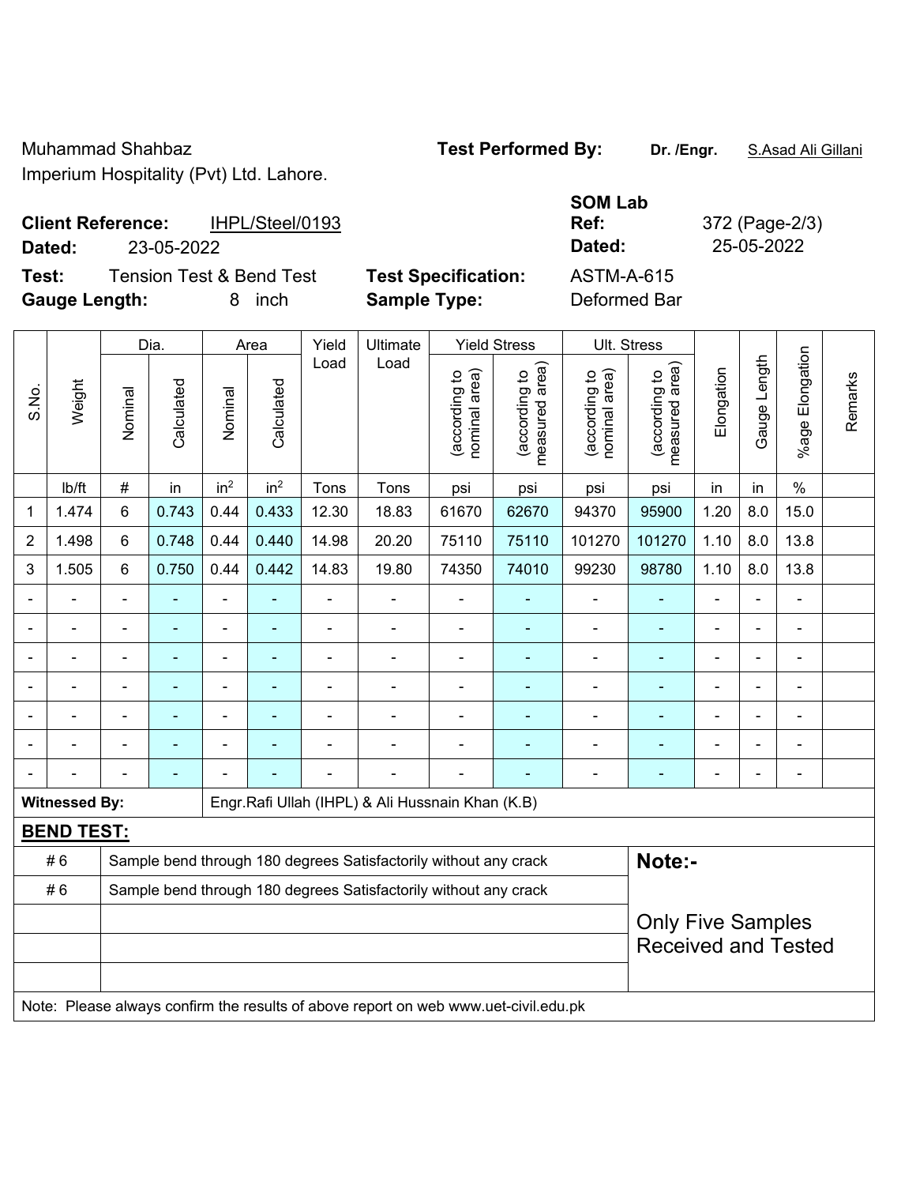Muhammad Shahbaz
Imperium Hospitality (Pvt) Ltd. Lahore.

**Test Performed By:** **Dr. /Engr.** S.Asad Ali Gillani

**Client Reference:** IHPL/Steel/0193
**Dated:** 23-05-2022

**SOM Lab Ref:** 372 (Page-2/3)
**Dated:** 25-05-2022

**Test:** Tension Test & Bend Test
**Gauge Length:** 8 inch

**Test Specification:** ASTM-A-615
**Sample Type:** Deformed Bar

| S.No. | Weight | Dia. | | Area | | Yield Load | Ultimate Load | Yield Stress | | Ult. Stress | | Elongation | Gauge Length | %age Elongation | Remarks |
|---|---|---|---|---|---|---|---|---|---|---|---|---|---|---|---|
| | | Nominal | Calculated | Nominal | Calculated | | | (according to nominal area) | (according to measured area) | (according to nominal area) | (according to measured area) | | | | |
| | lb/ft | # | in | in$^2$ | in$^2$ | Tons | Tons | psi | psi | psi | psi | in | in | % | |
| 1 | 1.474 | 6 | 0.743 | 0.44 | 0.433 | 12.30 | 18.83 | 61670 | 62670 | 94370 | 95900 | 1.20 | 8.0 | 15.0 | |
| 2 | 1.498 | 6 | 0.748 | 0.44 | 0.440 | 14.98 | 20.20 | 75110 | 75110 | 101270 | 101270 | 1.10 | 8.0 | 13.8 | |
| 3 | 1.505 | 6 | 0.750 | 0.44 | 0.442 | 14.83 | 19.80 | 74350 | 74010 | 99230 | 98780 | 1.10 | 8.0 | 13.8 | |
| - | - | - | - | - | - | - | - | - | - | - | - | - | - | - | |
| - | - | - | - | - | - | - | - | - | - | - | - | - | - | - | |
| - | - | - | - | - | - | - | - | - | - | - | - | - | - | - | |
| - | - | - | - | - | - | - | - | - | - | - | - | - | - | - | |
| - | - | - | - | - | - | - | - | - | - | - | - | - | - | - | |
| - | - | - | - | - | - | - | - | - | - | - | - | - | - | - | |
| - | - | - | - | - | - | - | - | - | - | - | - | - | - | - | |

**Witnessed By:** Engr.Rafi Ullah (IHPL) & Ali Hussnain Khan (K.B)

**BEND TEST:**

| | | |
|---|---|---|
| # 6 | Sample bend through 180 degrees Satisfactorily without any crack | **Note:-** |
| # 6 | Sample bend through 180 degrees Satisfactorily without any crack | Only Five Samples Received and Tested |
| | | |
| | | |
| | | |

Note: Please always confirm the results of above report on web www.uet-civil.edu.pk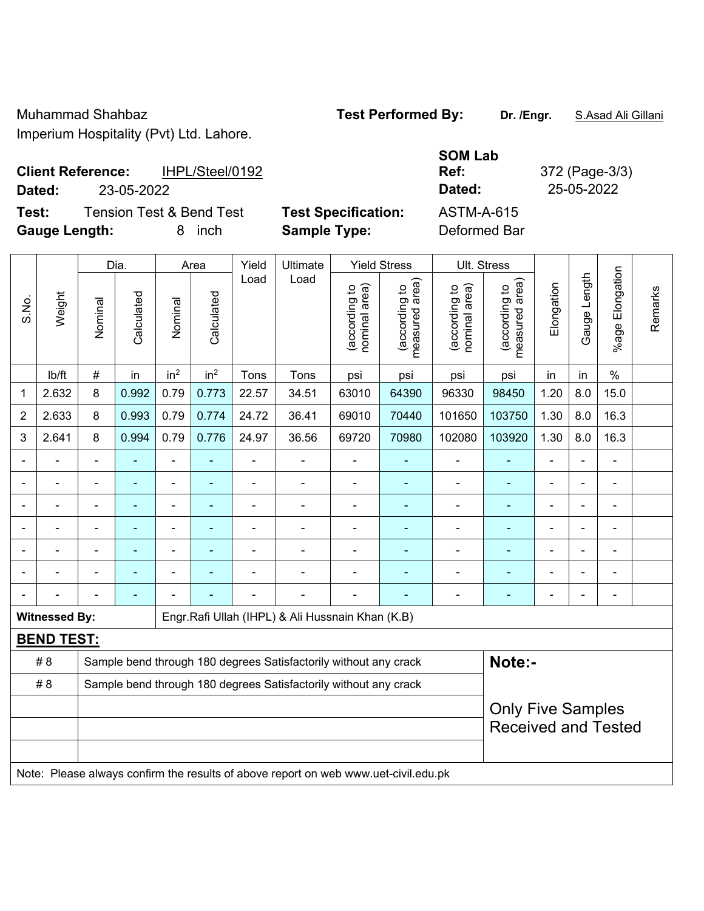Muhammad Shahbaz
Imperium Hospitality (Pvt) Ltd. Lahore.

**Test Performed By:** **Dr. /Engr.** S.Asad Ali Gillani

**Client Reference:** IHPL/Steel/0192
**Dated:** 23-05-2022

**SOM Lab Ref:** 372 (Page-3/3)
**Dated:** 25-05-2022

**Test:** Tension Test & Bend Test
**Gauge Length:** 8 inch

**Test Specification:** ASTM-A-615
**Sample Type:** Deformed Bar

| S.No. | Weight | Dia. | | Area | | Yield Load | Ultimate Load | Yield Stress | | Ult. Stress | | Elongation | Gauge Length | %age Elongation | Remarks |
|---|---|---|---|---|---|---|---|---|---|---|---|---|---|---|---|
| | | Nominal | Calculated | Nominal | Calculated | | | (according to nominal area) | (according to measured area) | (according to nominal area) | (according to measured area) | | | | |
| | lb/ft | # | in | in² | in² | Tons | Tons | psi | psi | psi | psi | in | in | % | |
| 1 | 2.632 | 8 | 0.992 | 0.79 | 0.773 | 22.57 | 34.51 | 63010 | 64390 | 96330 | 98450 | 1.20 | 8.0 | 15.0 | |
| 2 | 2.633 | 8 | 0.993 | 0.79 | 0.774 | 24.72 | 36.41 | 69010 | 70440 | 101650 | 103750 | 1.30 | 8.0 | 16.3 | |
| 3 | 2.641 | 8 | 0.994 | 0.79 | 0.776 | 24.97 | 36.56 | 69720 | 70980 | 102080 | 103920 | 1.30 | 8.0 | 16.3 | |
| - | - | - | - | - | - | - | - | - | - | - | - | - | - | - | |
| - | - | - | - | - | - | - | - | - | - | - | - | - | - | - | |
| - | - | - | - | - | - | - | - | - | - | - | - | - | - | - | |
| - | - | - | - | - | - | - | - | - | - | - | - | - | - | - | |
| - | - | - | - | - | - | - | - | - | - | - | - | - | - | - | |
| - | - | - | - | - | - | - | - | - | - | - | - | - | - | - | |
| - | - | - | - | - | - | - | - | - | - | - | - | - | - | - | |

**Witnessed By:** Engr.Rafi Ullah (IHPL) & Ali Hussnain Khan (K.B)

**BEND TEST:**

| | |
|---|---|
| # 8 | Sample bend through 180 degrees Satisfactorily without any crack |
| # 8 | Sample bend through 180 degrees Satisfactorily without any crack |
| | |
| | |
| | |

**Note:-**

Only Five Samples Received and Tested

Note: Please always confirm the results of above report on web www.uet-civil.edu.pk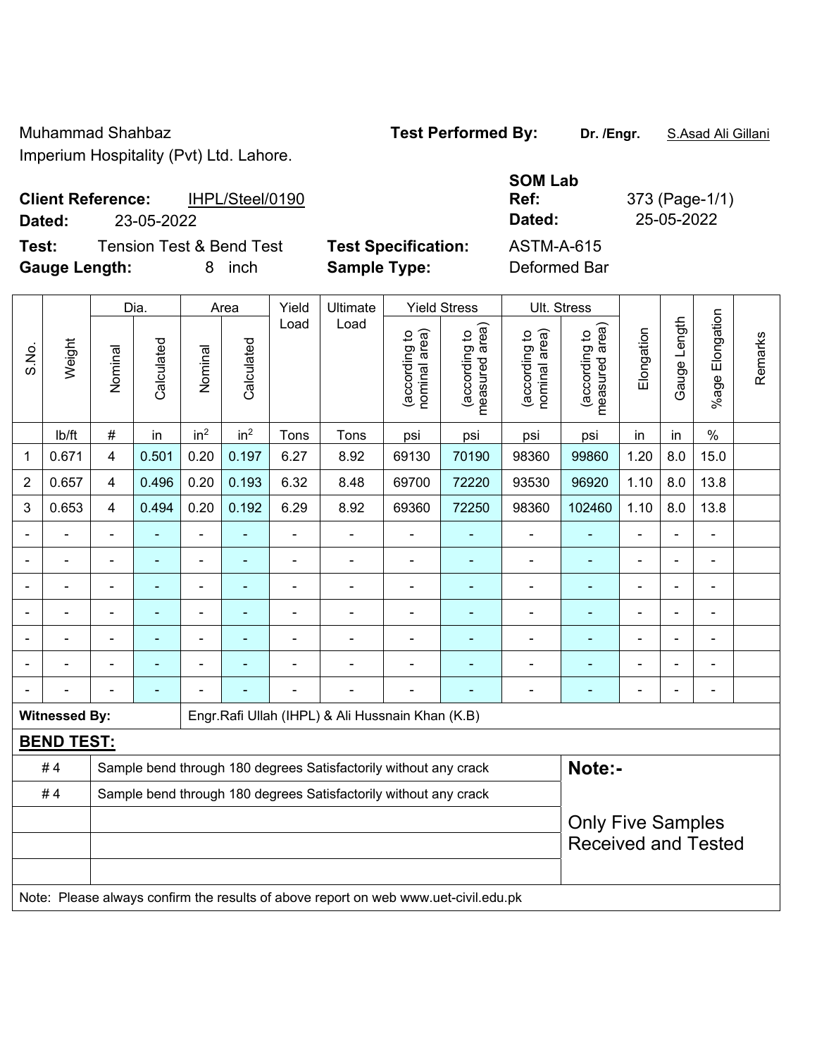Muhammad Shahbaz
Imperium Hospitality (Pvt) Ltd. Lahore.

**Test Performed By:** **Dr. /Engr.** S.Asad Ali Gillani

**Client Reference:** IHPL/Steel/0190
**Dated:** 23-05-2022

**SOM Lab Ref:** 373 (Page-1/1)
**Dated:** 25-05-2022

**Test:** Tension Test & Bend Test
**Gauge Length:** 8 inch

**Test Specification:** ASTM-A-615
**Sample Type:** Deformed Bar

| S.No. | Weight | Dia. | | Area | | Yield Load | Ultimate Load | Yield Stress | | Ult. Stress | | Elongation | Gauge Length | %age Elongation | Remarks |
|---|---|---|---|---|---|---|---|---|---|---|---|---|---|---|---|
| | | Nominal | Calculated | Nominal | Calculated | | | (according to nominal area) | (according to measured area) | (according to nominal area) | (according to measured area) | | | | |
| | lb/ft | # | in | in² | in² | Tons | Tons | psi | psi | psi | psi | in | in | % | |
| 1 | 0.671 | 4 | 0.501 | 0.20 | 0.197 | 6.27 | 8.92 | 69130 | 70190 | 98360 | 99860 | 1.20 | 8.0 | 15.0 | |
| 2 | 0.657 | 4 | 0.496 | 0.20 | 0.193 | 6.32 | 8.48 | 69700 | 72220 | 93530 | 96920 | 1.10 | 8.0 | 13.8 | |
| 3 | 0.653 | 4 | 0.494 | 0.20 | 0.192 | 6.29 | 8.92 | 69360 | 72250 | 98360 | 102460 | 1.10 | 8.0 | 13.8 | |
| - | - | - | - | - | - | - | - | - | - | - | - | - | - | - | |
| - | - | - | - | - | - | - | - | - | - | - | - | - | - | - | |
| - | - | - | - | - | - | - | - | - | - | - | - | - | - | - | |
| - | - | - | - | - | - | - | - | - | - | - | - | - | - | - | |
| - | - | - | - | - | - | - | - | - | - | - | - | - | - | - | |
| - | - | - | - | - | - | - | - | - | - | - | - | - | - | - | |
| - | - | - | - | - | - | - | - | - | - | - | - | - | - | - | |

**Witnessed By:** Engr.Rafi Ullah (IHPL) & Ali Hussnain Khan (K.B)

**BEND TEST:**

| | |
|---|---|
| # 4 | Sample bend through 180 degrees Satisfactorily without any crack |
| # 4 | Sample bend through 180 degrees Satisfactorily without any crack |
| | |
| | |
| | |

**Note:-**

Only Five Samples Received and Tested

Note: Please always confirm the results of above report on web www.uet-civil.edu.pk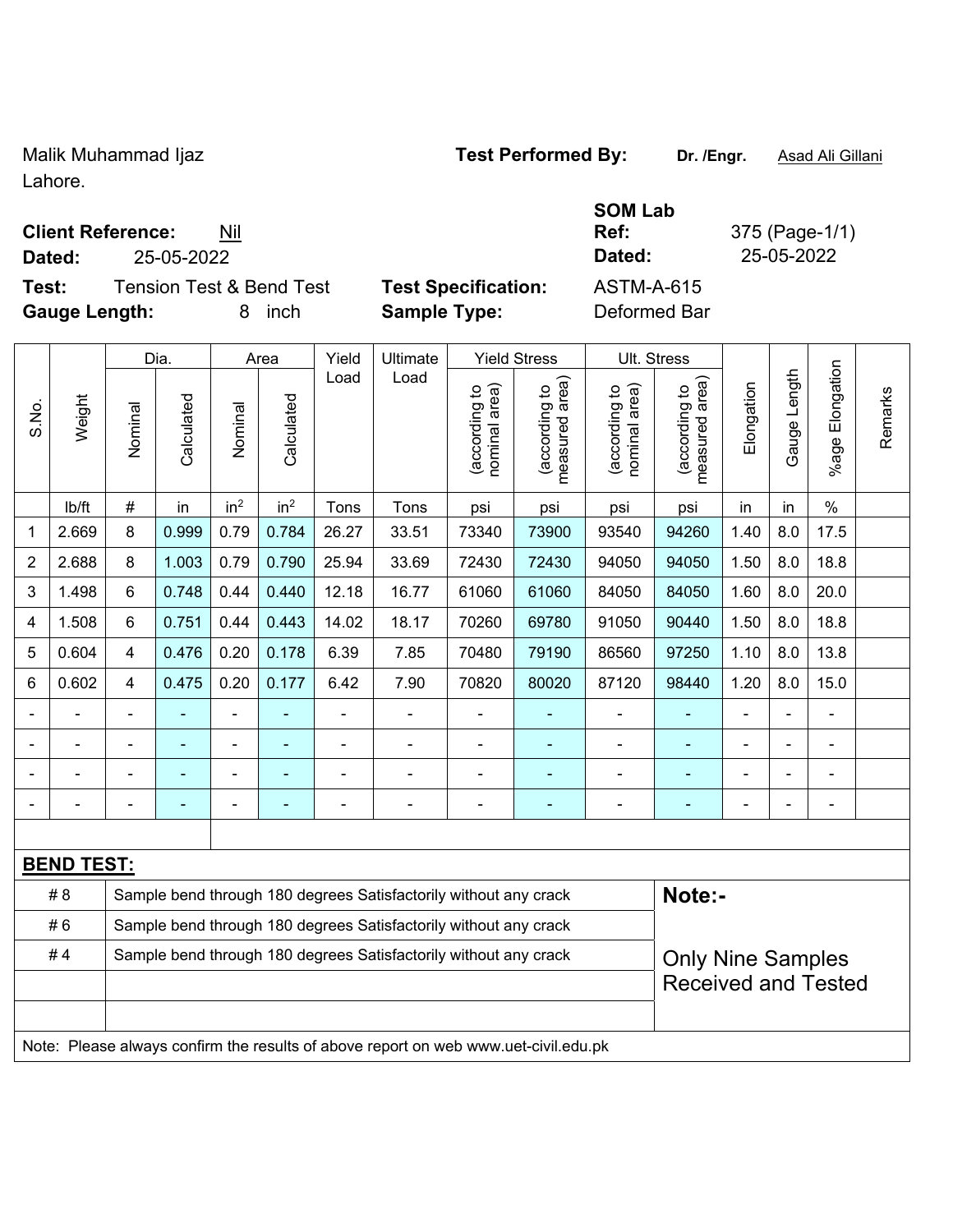Malik Muhammad Ijaz
Lahore.

**Test Performed By:** **Dr. /Engr.** Asad Ali Gillani

**SOM Lab**

**Client Reference:** Nil
**Dated:** 25-05-2022

**Ref:** 375 (Page-1/1)
**Dated:** 25-05-2022

**Test:** Tension Test & Bend Test
**Gauge Length:** 8 inch

**Test Specification:** ASTM-A-615
**Sample Type:** Deformed Bar

| S.No. | Weight | Dia. | | Area | | Yield Load | Ultimate Load | Yield Stress | | Ult. Stress | | Elongation | Gauge Length | %age Elongation | Remarks |
|---|---|---|---|---|---|---|---|---|---|---|---|---|---|---|---|
| | | Nominal | Calculated | Nominal | Calculated | | | (according to nominal area) | (according to measured area) | (according to nominal area) | (according to measured area) | | | | |
| | lb/ft | # | in | in² | in² | Tons | Tons | psi | psi | psi | psi | in | in | % | |
| 1 | 2.669 | 8 | 0.999 | 0.79 | 0.784 | 26.27 | 33.51 | 73340 | 73900 | 93540 | 94260 | 1.40 | 8.0 | 17.5 | |
| 2 | 2.688 | 8 | 1.003 | 0.79 | 0.790 | 25.94 | 33.69 | 72430 | 72430 | 94050 | 94050 | 1.50 | 8.0 | 18.8 | |
| 3 | 1.498 | 6 | 0.748 | 0.44 | 0.440 | 12.18 | 16.77 | 61060 | 61060 | 84050 | 84050 | 1.60 | 8.0 | 20.0 | |
| 4 | 1.508 | 6 | 0.751 | 0.44 | 0.443 | 14.02 | 18.17 | 70260 | 69780 | 91050 | 90440 | 1.50 | 8.0 | 18.8 | |
| 5 | 0.604 | 4 | 0.476 | 0.20 | 0.178 | 6.39 | 7.85 | 70480 | 79190 | 86560 | 97250 | 1.10 | 8.0 | 13.8 | |
| 6 | 0.602 | 4 | 0.475 | 0.20 | 0.177 | 6.42 | 7.90 | 70820 | 80020 | 87120 | 98440 | 1.20 | 8.0 | 15.0 | |
| - | - | - | - | - | - | - | - | - | - | - | - | - | - | - | |
| - | - | - | - | - | - | - | - | - | - | - | - | - | - | - | |
| - | - | - | - | - | - | - | - | - | - | - | - | - | - | - | |
| - | - | - | - | - | - | - | - | - | - | - | - | - | - | - | |

**BEND TEST:**

| | | |
|---|---|---|
| # 8 | Sample bend through 180 degrees Satisfactorily without any crack | **Note:-** |
| # 6 | Sample bend through 180 degrees Satisfactorily without any crack | |
| # 4 | Sample bend through 180 degrees Satisfactorily without any crack | Only Nine Samples Received and Tested |

Note: Please always confirm the results of above report on web www.uet-civil.edu.pk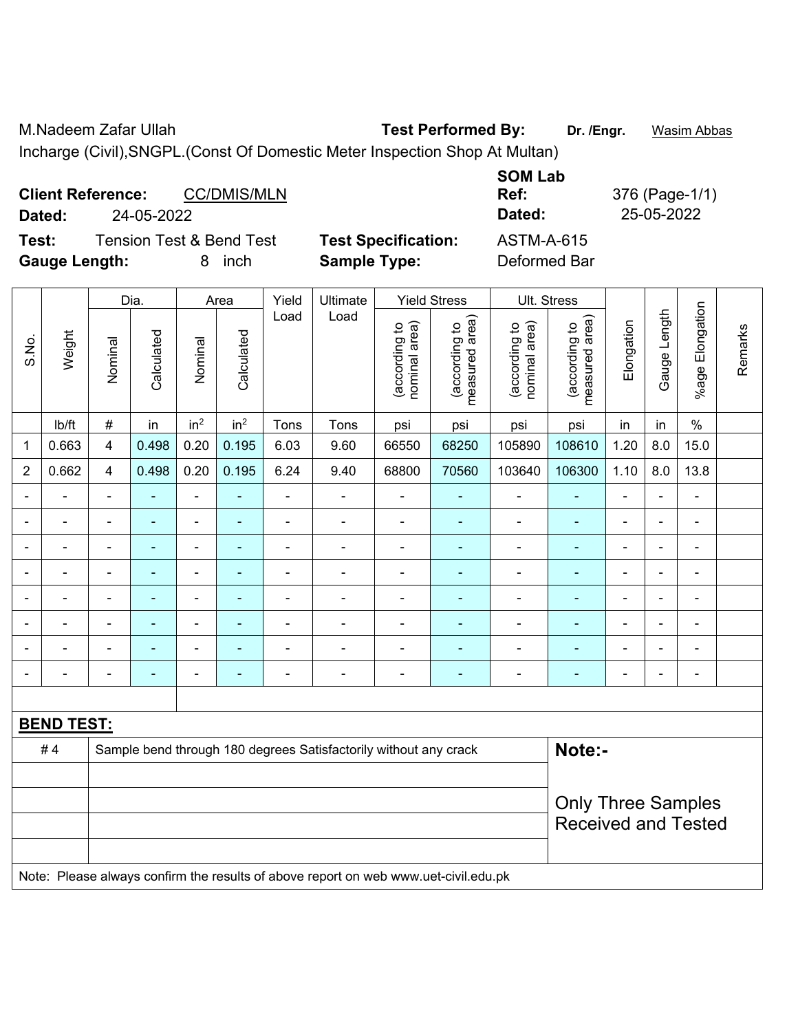M.Nadeem Zafar Ullah **Test Performed By:** **Dr. /Engr.** Wasim Abbas

Incharge (Civil),SNGPL.(Const Of Domestic Meter Inspection Shop At Multan)

**Client Reference:** CC/DMIS/MLN **SOM Lab Ref:** 376 (Page-1/1)

**Dated:** 24-05-2022 **Dated:** 25-05-2022

**Test:** Tension Test & Bend Test **Test Specification:** ASTM-A-615

**Gauge Length:** 8 inch **Sample Type:** Deformed Bar

| S.No. | Weight | Dia. | | Area | | Yield Load | Ultimate Load | Yield Stress | | Ult. Stress | | Elongation | Gauge Length | %age Elongation | Remarks |
|---|---|---|---|---|---|---|---|---|---|---|---|---|---|---|---|
| | | Nominal | Calculated | Nominal | Calculated | | | (according to nominal area) | (according to measured area) | (according to nominal area) | (according to measured area) | | | | |
| | lb/ft | # | in | $in^2$ | $in^2$ | Tons | Tons | psi | psi | psi | psi | in | in | % | |
| 1 | 0.663 | 4 | 0.498 | 0.20 | 0.195 | 6.03 | 9.60 | 66550 | 68250 | 105890 | 108610 | 1.20 | 8.0 | 15.0 | |
| 2 | 0.662 | 4 | 0.498 | 0.20 | 0.195 | 6.24 | 9.40 | 68800 | 70560 | 103640 | 106300 | 1.10 | 8.0 | 13.8 | |
| - | - | - | - | - | - | - | - | - | - | - | - | - | - | - | |
| - | - | - | - | - | - | - | - | - | - | - | - | - | - | - | |
| - | - | - | - | - | - | - | - | - | - | - | - | - | - | - | |
| - | - | - | - | - | - | - | - | - | - | - | - | - | - | - | |
| - | - | - | - | - | - | - | - | - | - | - | - | - | - | - | |
| - | - | - | - | - | - | - | - | - | - | - | - | - | - | - | |
| - | - | - | - | - | - | - | - | - | - | - | - | - | - | - | |
| - | - | - | - | - | - | - | - | - | - | - | - | - | - | - | |

**BEND TEST:**

| | | |
|---|---|---|
| # 4 | Sample bend through 180 degrees Satisfactorily without any crack | **Note:-** Only Three Samples Received and Tested |

Note: Please always confirm the results of above report on web www.uet-civil.edu.pk